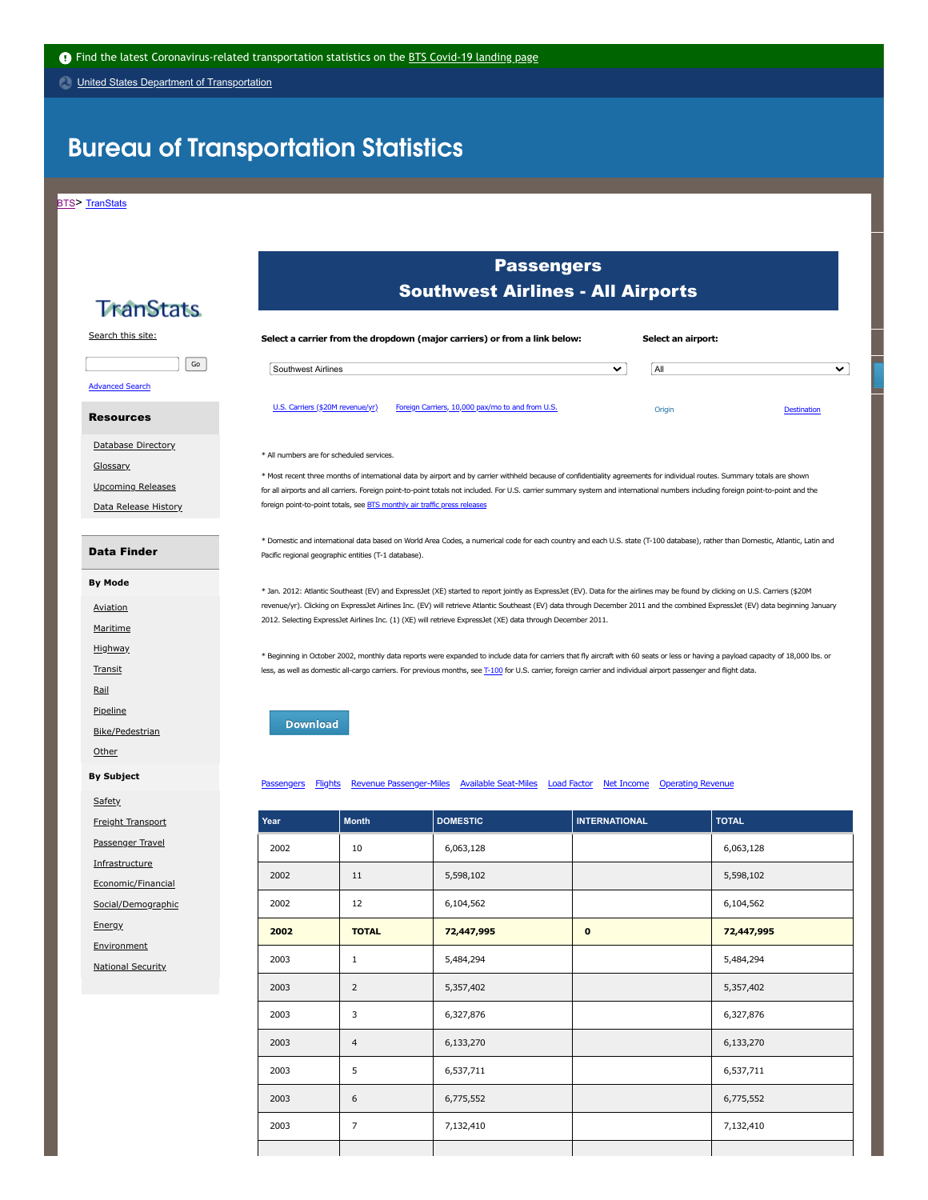Find the latest Coronavirus-related transportation statistics on the BTS Covid-19 landing page

United States Department of Transportation

# Bureau of Transportation Statistics

BTS> TranStats

TranStats

Search this site:

Go

Advanced Search

**Resources**

- Database Directory
- Glossary
- Upcoming Releases
- Data Release History

**Data Finder**

**By Mode**

- Aviation
- Maritime
- Highway
- Transit
- Rail
- Pipeline
- Bike/Pedestrian
- Other

**By Subject**

- Safety
- Freight Transport
- Passenger Travel
- Infrastructure
- Economic/Financial
- Social/Demographic
- Energy
- Environment
- National Security

## Passengers
## Southwest Airlines - All Airports

**Select a carrier from the dropdown (major carriers) or from a link below:**

Southwest Airlines

U.S. Carriers ($20M revenue/yr) Foreign Carriers, 10,000 pax/mo to and from U.S.

**Select an airport:**

All

Origin Destination

* All numbers are for scheduled services.

* Most recent three months of international data by airport and by carrier withheld because of confidentiality agreements for individual routes. Summary totals are shown for all airports and all carriers. Foreign point-to-point totals not included. For U.S. carrier summary system and international numbers including foreign point-to-point and the foreign point-to-point totals, see BTS monthly air traffic press releases

* Domestic and international data based on World Area Codes, a numerical code for each country and each U.S. state (T-100 database), rather than Domestic, Atlantic, Latin and Pacific regional geographic entities (T-1 database).

* Jan. 2012: Atlantic Southeast (EV) and ExpressJet (XE) started to report jointly as ExpressJet (EV). Data for the airlines may be found by clicking on U.S. Carriers ($20M revenue/yr). Clicking on ExpressJet Airlines Inc. (EV) will retrieve Atlantic Southeast (EV) data through December 2011 and the combined ExpressJet (EV) data beginning January 2012. Selecting ExpressJet Airlines Inc. (1) (XE) will retrieve ExpressJet (XE) data through December 2011.

* Beginning in October 2002, monthly data reports were expanded to include data for carriers that fly aircraft with 60 seats or less or having a payload capacity of 18,000 lbs. or less, as well as domestic all-cargo carriers. For previous months, see T-100 for U.S. carrier, foreign carrier and individual airport passenger and flight data.

Download

Passengers Flights Revenue Passenger-Miles Available Seat-Miles Load Factor Net Income Operating Revenue

| Year | Month | DOMESTIC | INTERNATIONAL | TOTAL |
|---|---|---|---|---|
| 2002 | 10 | 6,063,128 | | 6,063,128 |
| 2002 | 11 | 5,598,102 | | 5,598,102 |
| 2002 | 12 | 6,104,562 | | 6,104,562 |
| **2002** | **TOTAL** | **72,447,995** | **0** | **72,447,995** |
| 2003 | 1 | 5,484,294 | | 5,484,294 |
| 2003 | 2 | 5,357,402 | | 5,357,402 |
| 2003 | 3 | 6,327,876 | | 6,327,876 |
| 2003 | 4 | 6,133,270 | | 6,133,270 |
| 2003 | 5 | 6,537,711 | | 6,537,711 |
| 2003 | 6 | 6,775,552 | | 6,775,552 |
| 2003 | 7 | 7,132,410 | | 7,132,410 |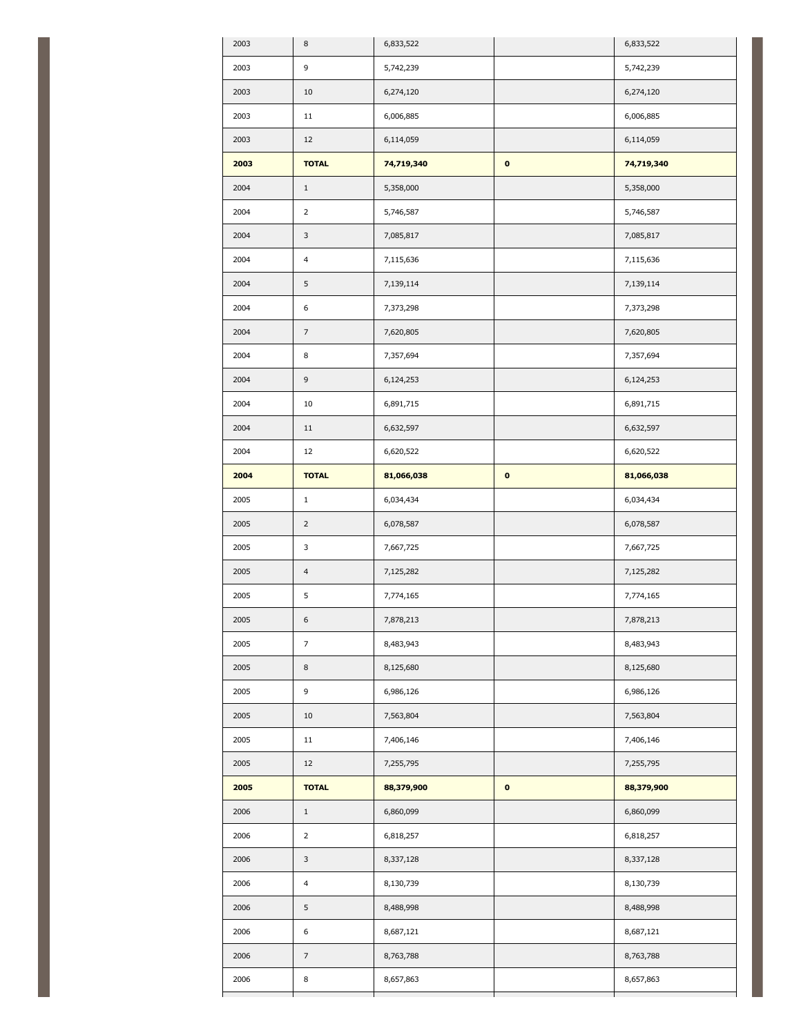| | | | | |
|---|---|---|---|---|
| 2003 | 8 | 6,833,522 | | 6,833,522 |
| 2003 | 9 | 5,742,239 | | 5,742,239 |
| 2003 | 10 | 6,274,120 | | 6,274,120 |
| 2003 | 11 | 6,006,885 | | 6,006,885 |
| 2003 | 12 | 6,114,059 | | 6,114,059 |
| **2003** | **TOTAL** | **74,719,340** | **0** | **74,719,340** |
| 2004 | 1 | 5,358,000 | | 5,358,000 |
| 2004 | 2 | 5,746,587 | | 5,746,587 |
| 2004 | 3 | 7,085,817 | | 7,085,817 |
| 2004 | 4 | 7,115,636 | | 7,115,636 |
| 2004 | 5 | 7,139,114 | | 7,139,114 |
| 2004 | 6 | 7,373,298 | | 7,373,298 |
| 2004 | 7 | 7,620,805 | | 7,620,805 |
| 2004 | 8 | 7,357,694 | | 7,357,694 |
| 2004 | 9 | 6,124,253 | | 6,124,253 |
| 2004 | 10 | 6,891,715 | | 6,891,715 |
| 2004 | 11 | 6,632,597 | | 6,632,597 |
| 2004 | 12 | 6,620,522 | | 6,620,522 |
| **2004** | **TOTAL** | **81,066,038** | **0** | **81,066,038** |
| 2005 | 1 | 6,034,434 | | 6,034,434 |
| 2005 | 2 | 6,078,587 | | 6,078,587 |
| 2005 | 3 | 7,667,725 | | 7,667,725 |
| 2005 | 4 | 7,125,282 | | 7,125,282 |
| 2005 | 5 | 7,774,165 | | 7,774,165 |
| 2005 | 6 | 7,878,213 | | 7,878,213 |
| 2005 | 7 | 8,483,943 | | 8,483,943 |
| 2005 | 8 | 8,125,680 | | 8,125,680 |
| 2005 | 9 | 6,986,126 | | 6,986,126 |
| 2005 | 10 | 7,563,804 | | 7,563,804 |
| 2005 | 11 | 7,406,146 | | 7,406,146 |
| 2005 | 12 | 7,255,795 | | 7,255,795 |
| **2005** | **TOTAL** | **88,379,900** | **0** | **88,379,900** |
| 2006 | 1 | 6,860,099 | | 6,860,099 |
| 2006 | 2 | 6,818,257 | | 6,818,257 |
| 2006 | 3 | 8,337,128 | | 8,337,128 |
| 2006 | 4 | 8,130,739 | | 8,130,739 |
| 2006 | 5 | 8,488,998 | | 8,488,998 |
| 2006 | 6 | 8,687,121 | | 8,687,121 |
| 2006 | 7 | 8,763,788 | | 8,763,788 |
| 2006 | 8 | 8,657,863 | | 8,657,863 |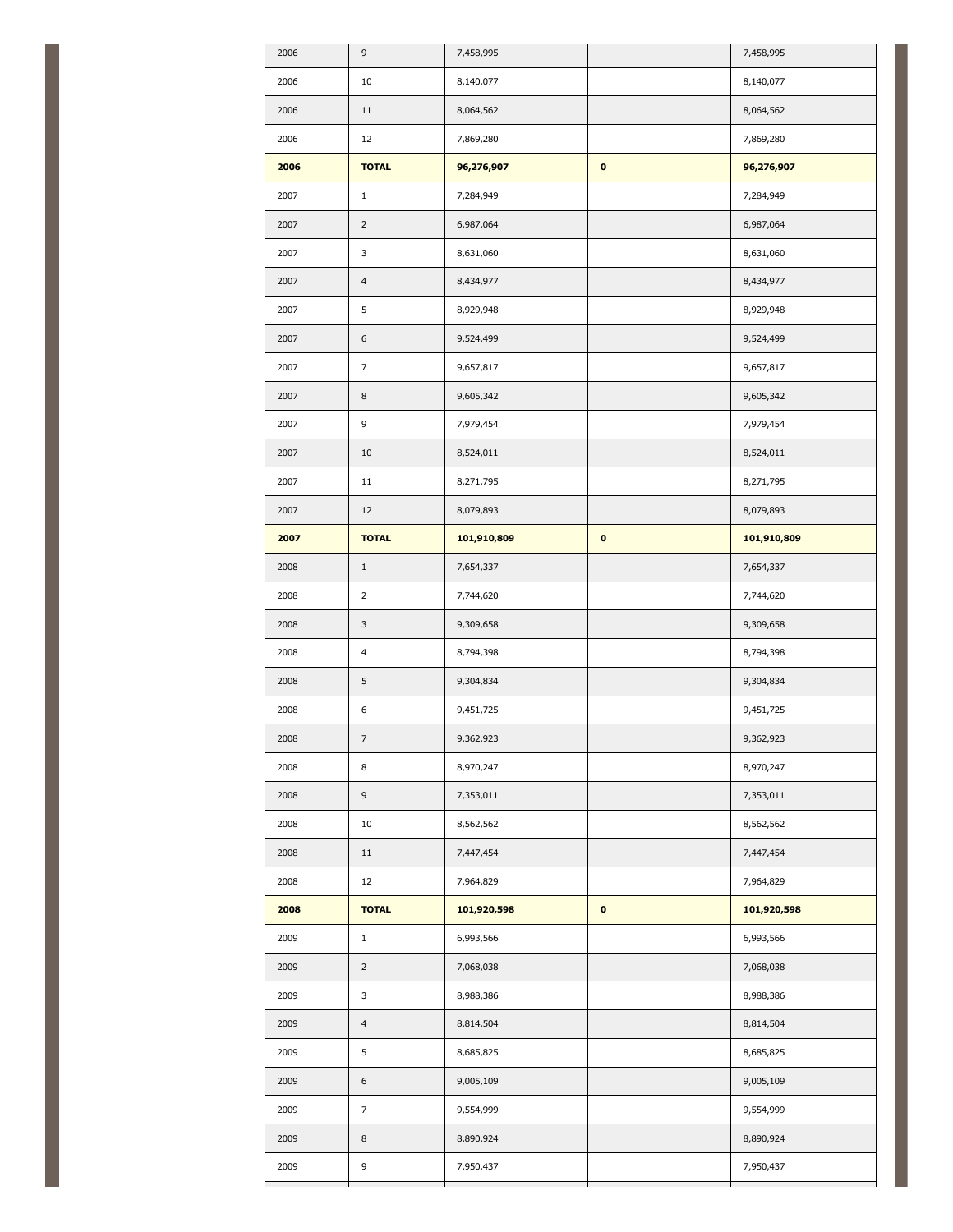| | | | | |
|---|---|---|---|---|
| 2006 | 9 | 7,458,995 | | 7,458,995 |
| 2006 | 10 | 8,140,077 | | 8,140,077 |
| 2006 | 11 | 8,064,562 | | 8,064,562 |
| 2006 | 12 | 7,869,280 | | 7,869,280 |
| **2006** | **TOTAL** | **96,276,907** | **0** | **96,276,907** |
| 2007 | 1 | 7,284,949 | | 7,284,949 |
| 2007 | 2 | 6,987,064 | | 6,987,064 |
| 2007 | 3 | 8,631,060 | | 8,631,060 |
| 2007 | 4 | 8,434,977 | | 8,434,977 |
| 2007 | 5 | 8,929,948 | | 8,929,948 |
| 2007 | 6 | 9,524,499 | | 9,524,499 |
| 2007 | 7 | 9,657,817 | | 9,657,817 |
| 2007 | 8 | 9,605,342 | | 9,605,342 |
| 2007 | 9 | 7,979,454 | | 7,979,454 |
| 2007 | 10 | 8,524,011 | | 8,524,011 |
| 2007 | 11 | 8,271,795 | | 8,271,795 |
| 2007 | 12 | 8,079,893 | | 8,079,893 |
| **2007** | **TOTAL** | **101,910,809** | **0** | **101,910,809** |
| 2008 | 1 | 7,654,337 | | 7,654,337 |
| 2008 | 2 | 7,744,620 | | 7,744,620 |
| 2008 | 3 | 9,309,658 | | 9,309,658 |
| 2008 | 4 | 8,794,398 | | 8,794,398 |
| 2008 | 5 | 9,304,834 | | 9,304,834 |
| 2008 | 6 | 9,451,725 | | 9,451,725 |
| 2008 | 7 | 9,362,923 | | 9,362,923 |
| 2008 | 8 | 8,970,247 | | 8,970,247 |
| 2008 | 9 | 7,353,011 | | 7,353,011 |
| 2008 | 10 | 8,562,562 | | 8,562,562 |
| 2008 | 11 | 7,447,454 | | 7,447,454 |
| 2008 | 12 | 7,964,829 | | 7,964,829 |
| **2008** | **TOTAL** | **101,920,598** | **0** | **101,920,598** |
| 2009 | 1 | 6,993,566 | | 6,993,566 |
| 2009 | 2 | 7,068,038 | | 7,068,038 |
| 2009 | 3 | 8,988,386 | | 8,988,386 |
| 2009 | 4 | 8,814,504 | | 8,814,504 |
| 2009 | 5 | 8,685,825 | | 8,685,825 |
| 2009 | 6 | 9,005,109 | | 9,005,109 |
| 2009 | 7 | 9,554,999 | | 9,554,999 |
| 2009 | 8 | 8,890,924 | | 8,890,924 |
| 2009 | 9 | 7,950,437 | | 7,950,437 |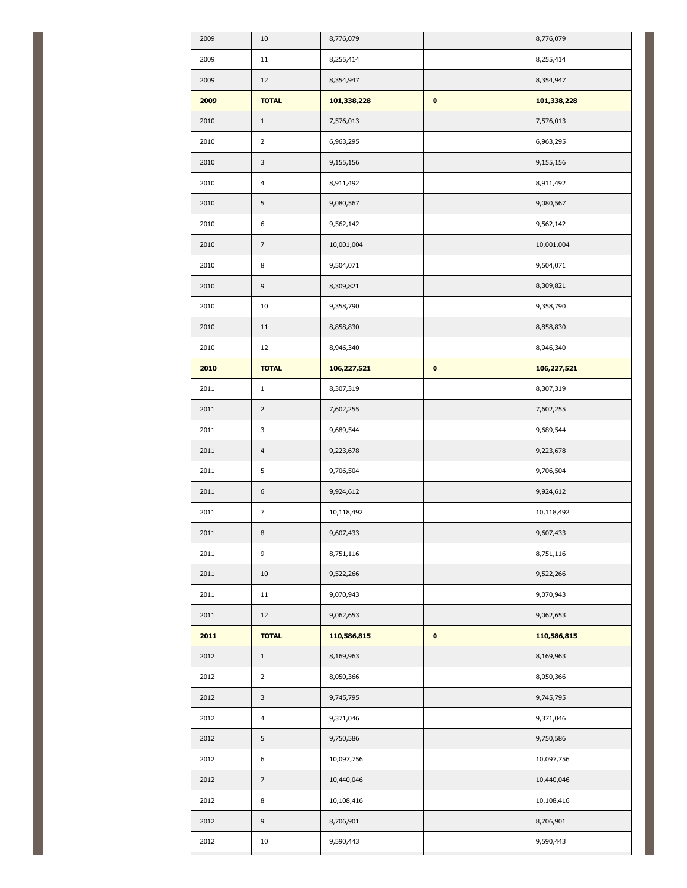| | | | | |
|---|---|---|---|---|
| 2009 | 10 | 8,776,079 | | 8,776,079 |
| 2009 | 11 | 8,255,414 | | 8,255,414 |
| 2009 | 12 | 8,354,947 | | 8,354,947 |
| **2009** | **TOTAL** | **101,338,228** | **0** | **101,338,228** |
| 2010 | 1 | 7,576,013 | | 7,576,013 |
| 2010 | 2 | 6,963,295 | | 6,963,295 |
| 2010 | 3 | 9,155,156 | | 9,155,156 |
| 2010 | 4 | 8,911,492 | | 8,911,492 |
| 2010 | 5 | 9,080,567 | | 9,080,567 |
| 2010 | 6 | 9,562,142 | | 9,562,142 |
| 2010 | 7 | 10,001,004 | | 10,001,004 |
| 2010 | 8 | 9,504,071 | | 9,504,071 |
| 2010 | 9 | 8,309,821 | | 8,309,821 |
| 2010 | 10 | 9,358,790 | | 9,358,790 |
| 2010 | 11 | 8,858,830 | | 8,858,830 |
| 2010 | 12 | 8,946,340 | | 8,946,340 |
| **2010** | **TOTAL** | **106,227,521** | **0** | **106,227,521** |
| 2011 | 1 | 8,307,319 | | 8,307,319 |
| 2011 | 2 | 7,602,255 | | 7,602,255 |
| 2011 | 3 | 9,689,544 | | 9,689,544 |
| 2011 | 4 | 9,223,678 | | 9,223,678 |
| 2011 | 5 | 9,706,504 | | 9,706,504 |
| 2011 | 6 | 9,924,612 | | 9,924,612 |
| 2011 | 7 | 10,118,492 | | 10,118,492 |
| 2011 | 8 | 9,607,433 | | 9,607,433 |
| 2011 | 9 | 8,751,116 | | 8,751,116 |
| 2011 | 10 | 9,522,266 | | 9,522,266 |
| 2011 | 11 | 9,070,943 | | 9,070,943 |
| 2011 | 12 | 9,062,653 | | 9,062,653 |
| **2011** | **TOTAL** | **110,586,815** | **0** | **110,586,815** |
| 2012 | 1 | 8,169,963 | | 8,169,963 |
| 2012 | 2 | 8,050,366 | | 8,050,366 |
| 2012 | 3 | 9,745,795 | | 9,745,795 |
| 2012 | 4 | 9,371,046 | | 9,371,046 |
| 2012 | 5 | 9,750,586 | | 9,750,586 |
| 2012 | 6 | 10,097,756 | | 10,097,756 |
| 2012 | 7 | 10,440,046 | | 10,440,046 |
| 2012 | 8 | 10,108,416 | | 10,108,416 |
| 2012 | 9 | 8,706,901 | | 8,706,901 |
| 2012 | 10 | 9,590,443 | | 9,590,443 |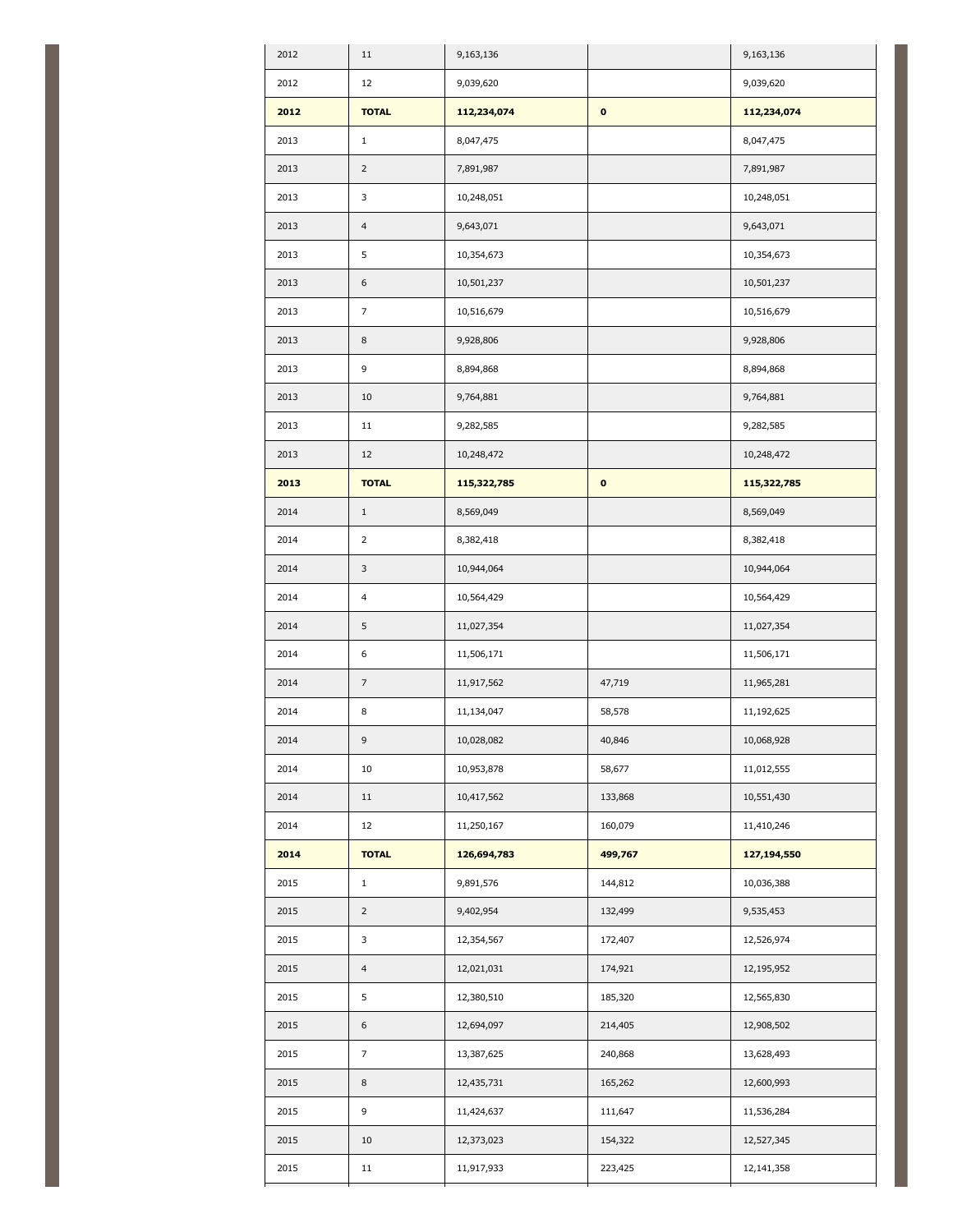| | | | | |
|---|---|---|---|---|
| 2012 | 11 | 9,163,136 | | 9,163,136 |
| 2012 | 12 | 9,039,620 | | 9,039,620 |
| **2012** | **TOTAL** | **112,234,074** | **0** | **112,234,074** |
| 2013 | 1 | 8,047,475 | | 8,047,475 |
| 2013 | 2 | 7,891,987 | | 7,891,987 |
| 2013 | 3 | 10,248,051 | | 10,248,051 |
| 2013 | 4 | 9,643,071 | | 9,643,071 |
| 2013 | 5 | 10,354,673 | | 10,354,673 |
| 2013 | 6 | 10,501,237 | | 10,501,237 |
| 2013 | 7 | 10,516,679 | | 10,516,679 |
| 2013 | 8 | 9,928,806 | | 9,928,806 |
| 2013 | 9 | 8,894,868 | | 8,894,868 |
| 2013 | 10 | 9,764,881 | | 9,764,881 |
| 2013 | 11 | 9,282,585 | | 9,282,585 |
| 2013 | 12 | 10,248,472 | | 10,248,472 |
| **2013** | **TOTAL** | **115,322,785** | **0** | **115,322,785** |
| 2014 | 1 | 8,569,049 | | 8,569,049 |
| 2014 | 2 | 8,382,418 | | 8,382,418 |
| 2014 | 3 | 10,944,064 | | 10,944,064 |
| 2014 | 4 | 10,564,429 | | 10,564,429 |
| 2014 | 5 | 11,027,354 | | 11,027,354 |
| 2014 | 6 | 11,506,171 | | 11,506,171 |
| 2014 | 7 | 11,917,562 | 47,719 | 11,965,281 |
| 2014 | 8 | 11,134,047 | 58,578 | 11,192,625 |
| 2014 | 9 | 10,028,082 | 40,846 | 10,068,928 |
| 2014 | 10 | 10,953,878 | 58,677 | 11,012,555 |
| 2014 | 11 | 10,417,562 | 133,868 | 10,551,430 |
| 2014 | 12 | 11,250,167 | 160,079 | 11,410,246 |
| **2014** | **TOTAL** | **126,694,783** | **499,767** | **127,194,550** |
| 2015 | 1 | 9,891,576 | 144,812 | 10,036,388 |
| 2015 | 2 | 9,402,954 | 132,499 | 9,535,453 |
| 2015 | 3 | 12,354,567 | 172,407 | 12,526,974 |
| 2015 | 4 | 12,021,031 | 174,921 | 12,195,952 |
| 2015 | 5 | 12,380,510 | 185,320 | 12,565,830 |
| 2015 | 6 | 12,694,097 | 214,405 | 12,908,502 |
| 2015 | 7 | 13,387,625 | 240,868 | 13,628,493 |
| 2015 | 8 | 12,435,731 | 165,262 | 12,600,993 |
| 2015 | 9 | 11,424,637 | 111,647 | 11,536,284 |
| 2015 | 10 | 12,373,023 | 154,322 | 12,527,345 |
| 2015 | 11 | 11,917,933 | 223,425 | 12,141,358 |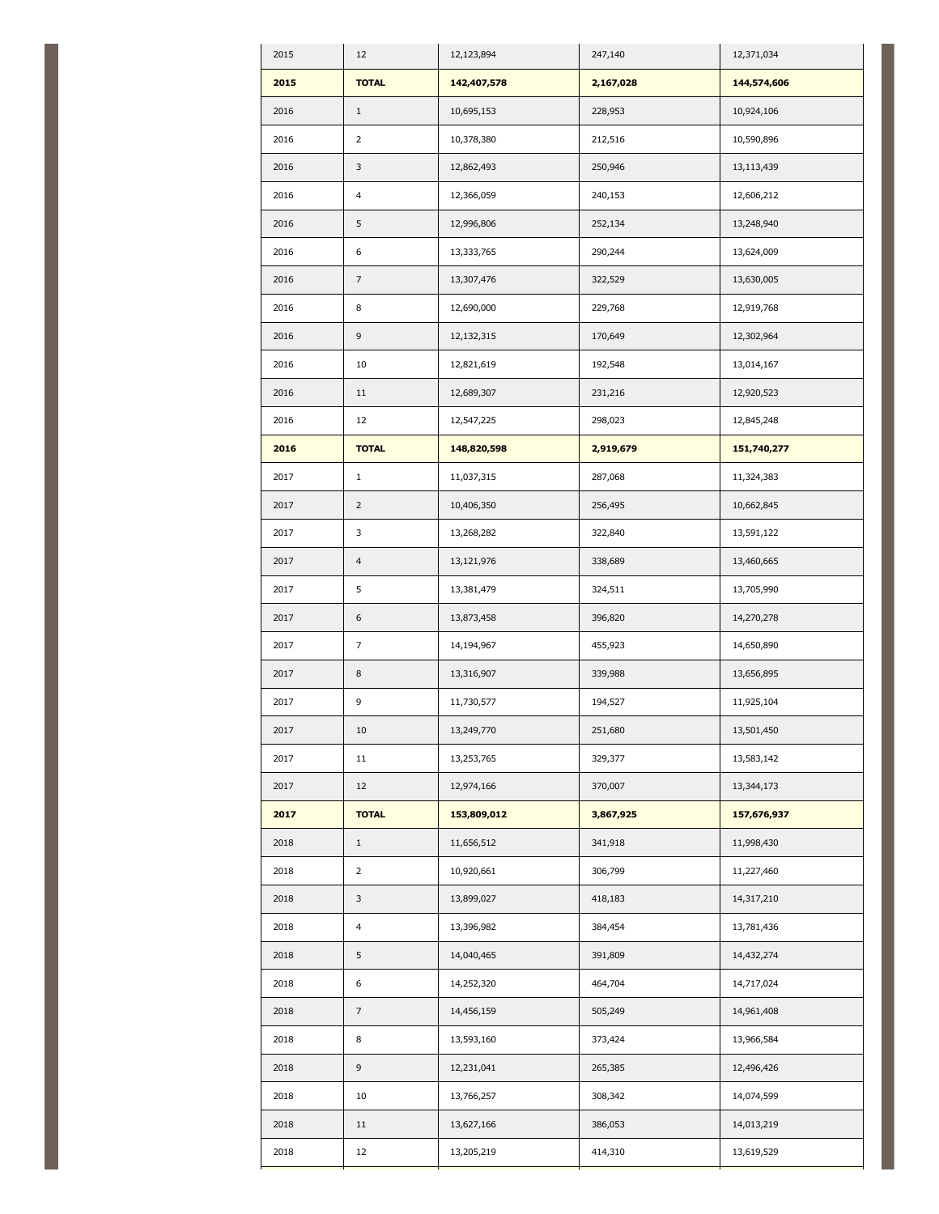| | | | | |
|---|---|---|---|---|
| 2015 | 12 | 12,123,894 | 247,140 | 12,371,034 |
| **2015** | **TOTAL** | **142,407,578** | **2,167,028** | **144,574,606** |
| 2016 | 1 | 10,695,153 | 228,953 | 10,924,106 |
| 2016 | 2 | 10,378,380 | 212,516 | 10,590,896 |
| 2016 | 3 | 12,862,493 | 250,946 | 13,113,439 |
| 2016 | 4 | 12,366,059 | 240,153 | 12,606,212 |
| 2016 | 5 | 12,996,806 | 252,134 | 13,248,940 |
| 2016 | 6 | 13,333,765 | 290,244 | 13,624,009 |
| 2016 | 7 | 13,307,476 | 322,529 | 13,630,005 |
| 2016 | 8 | 12,690,000 | 229,768 | 12,919,768 |
| 2016 | 9 | 12,132,315 | 170,649 | 12,302,964 |
| 2016 | 10 | 12,821,619 | 192,548 | 13,014,167 |
| 2016 | 11 | 12,689,307 | 231,216 | 12,920,523 |
| 2016 | 12 | 12,547,225 | 298,023 | 12,845,248 |
| **2016** | **TOTAL** | **148,820,598** | **2,919,679** | **151,740,277** |
| 2017 | 1 | 11,037,315 | 287,068 | 11,324,383 |
| 2017 | 2 | 10,406,350 | 256,495 | 10,662,845 |
| 2017 | 3 | 13,268,282 | 322,840 | 13,591,122 |
| 2017 | 4 | 13,121,976 | 338,689 | 13,460,665 |
| 2017 | 5 | 13,381,479 | 324,511 | 13,705,990 |
| 2017 | 6 | 13,873,458 | 396,820 | 14,270,278 |
| 2017 | 7 | 14,194,967 | 455,923 | 14,650,890 |
| 2017 | 8 | 13,316,907 | 339,988 | 13,656,895 |
| 2017 | 9 | 11,730,577 | 194,527 | 11,925,104 |
| 2017 | 10 | 13,249,770 | 251,680 | 13,501,450 |
| 2017 | 11 | 13,253,765 | 329,377 | 13,583,142 |
| 2017 | 12 | 12,974,166 | 370,007 | 13,344,173 |
| **2017** | **TOTAL** | **153,809,012** | **3,867,925** | **157,676,937** |
| 2018 | 1 | 11,656,512 | 341,918 | 11,998,430 |
| 2018 | 2 | 10,920,661 | 306,799 | 11,227,460 |
| 2018 | 3 | 13,899,027 | 418,183 | 14,317,210 |
| 2018 | 4 | 13,396,982 | 384,454 | 13,781,436 |
| 2018 | 5 | 14,040,465 | 391,809 | 14,432,274 |
| 2018 | 6 | 14,252,320 | 464,704 | 14,717,024 |
| 2018 | 7 | 14,456,159 | 505,249 | 14,961,408 |
| 2018 | 8 | 13,593,160 | 373,424 | 13,966,584 |
| 2018 | 9 | 12,231,041 | 265,385 | 12,496,426 |
| 2018 | 10 | 13,766,257 | 308,342 | 14,074,599 |
| 2018 | 11 | 13,627,166 | 386,053 | 14,013,219 |
| 2018 | 12 | 13,205,219 | 414,310 | 13,619,529 |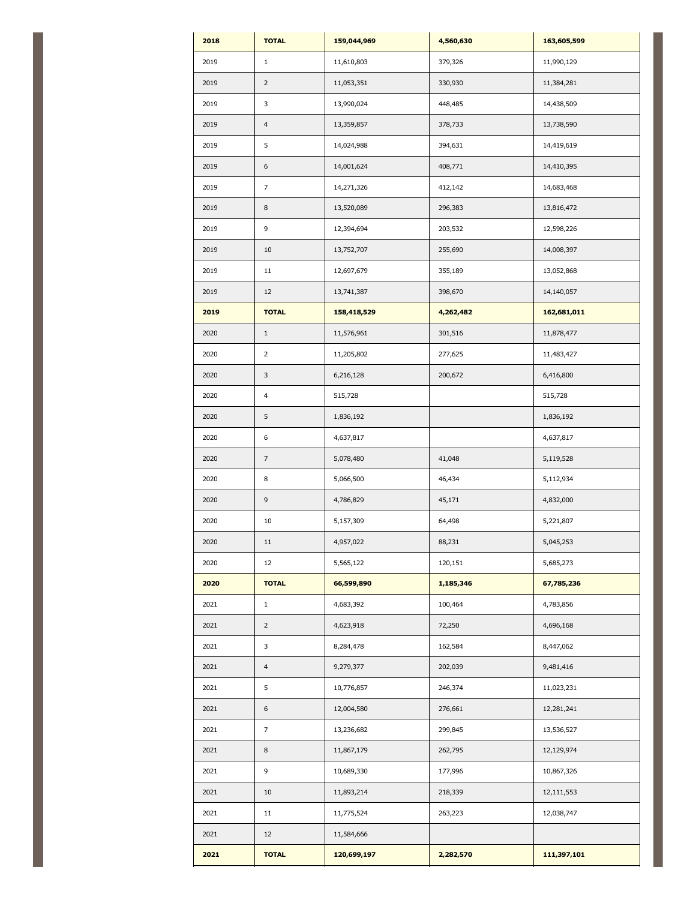| | | | | |
|---|---|---|---|---|
| **2018** | **TOTAL** | **159,044,969** | **4,560,630** | **163,605,599** |
| 2019 | 1 | 11,610,803 | 379,326 | 11,990,129 |
| 2019 | 2 | 11,053,351 | 330,930 | 11,384,281 |
| 2019 | 3 | 13,990,024 | 448,485 | 14,438,509 |
| 2019 | 4 | 13,359,857 | 378,733 | 13,738,590 |
| 2019 | 5 | 14,024,988 | 394,631 | 14,419,619 |
| 2019 | 6 | 14,001,624 | 408,771 | 14,410,395 |
| 2019 | 7 | 14,271,326 | 412,142 | 14,683,468 |
| 2019 | 8 | 13,520,089 | 296,383 | 13,816,472 |
| 2019 | 9 | 12,394,694 | 203,532 | 12,598,226 |
| 2019 | 10 | 13,752,707 | 255,690 | 14,008,397 |
| 2019 | 11 | 12,697,679 | 355,189 | 13,052,868 |
| 2019 | 12 | 13,741,387 | 398,670 | 14,140,057 |
| **2019** | **TOTAL** | **158,418,529** | **4,262,482** | **162,681,011** |
| 2020 | 1 | 11,576,961 | 301,516 | 11,878,477 |
| 2020 | 2 | 11,205,802 | 277,625 | 11,483,427 |
| 2020 | 3 | 6,216,128 | 200,672 | 6,416,800 |
| 2020 | 4 | 515,728 | | 515,728 |
| 2020 | 5 | 1,836,192 | | 1,836,192 |
| 2020 | 6 | 4,637,817 | | 4,637,817 |
| 2020 | 7 | 5,078,480 | 41,048 | 5,119,528 |
| 2020 | 8 | 5,066,500 | 46,434 | 5,112,934 |
| 2020 | 9 | 4,786,829 | 45,171 | 4,832,000 |
| 2020 | 10 | 5,157,309 | 64,498 | 5,221,807 |
| 2020 | 11 | 4,957,022 | 88,231 | 5,045,253 |
| 2020 | 12 | 5,565,122 | 120,151 | 5,685,273 |
| **2020** | **TOTAL** | **66,599,890** | **1,185,346** | **67,785,236** |
| 2021 | 1 | 4,683,392 | 100,464 | 4,783,856 |
| 2021 | 2 | 4,623,918 | 72,250 | 4,696,168 |
| 2021 | 3 | 8,284,478 | 162,584 | 8,447,062 |
| 2021 | 4 | 9,279,377 | 202,039 | 9,481,416 |
| 2021 | 5 | 10,776,857 | 246,374 | 11,023,231 |
| 2021 | 6 | 12,004,580 | 276,661 | 12,281,241 |
| 2021 | 7 | 13,236,682 | 299,845 | 13,536,527 |
| 2021 | 8 | 11,867,179 | 262,795 | 12,129,974 |
| 2021 | 9 | 10,689,330 | 177,996 | 10,867,326 |
| 2021 | 10 | 11,893,214 | 218,339 | 12,111,553 |
| 2021 | 11 | 11,775,524 | 263,223 | 12,038,747 |
| 2021 | 12 | 11,584,666 | | |
| **2021** | **TOTAL** | **120,699,197** | **2,282,570** | **111,397,101** |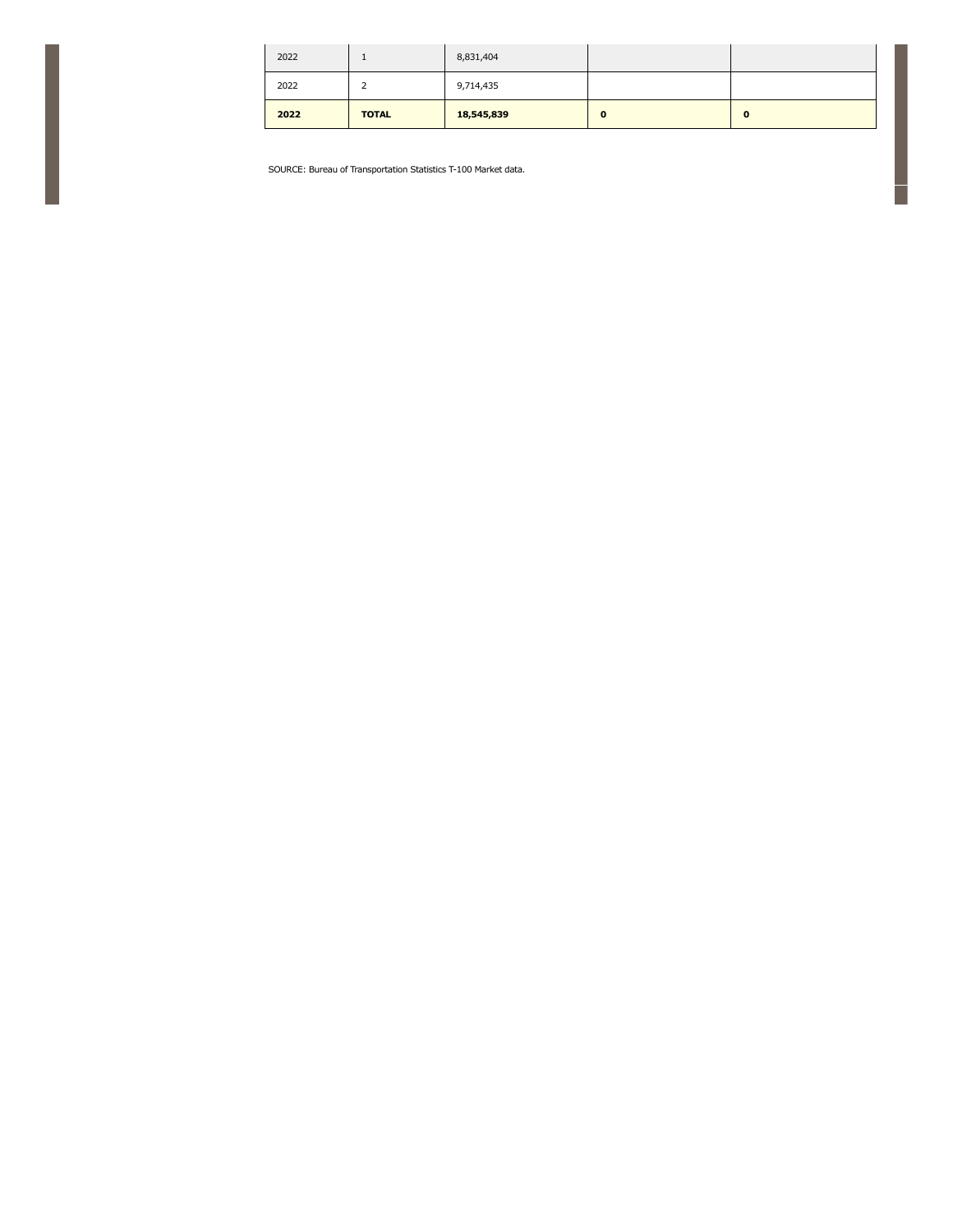| | | | | |
|---|---|---|---|---|
| 2022 | 1 | 8,831,404 | | |
| 2022 | 2 | 9,714,435 | | |
| **2022** | **TOTAL** | **18,545,839** | **0** | **0** |

SOURCE: Bureau of Transportation Statistics T-100 Market data.